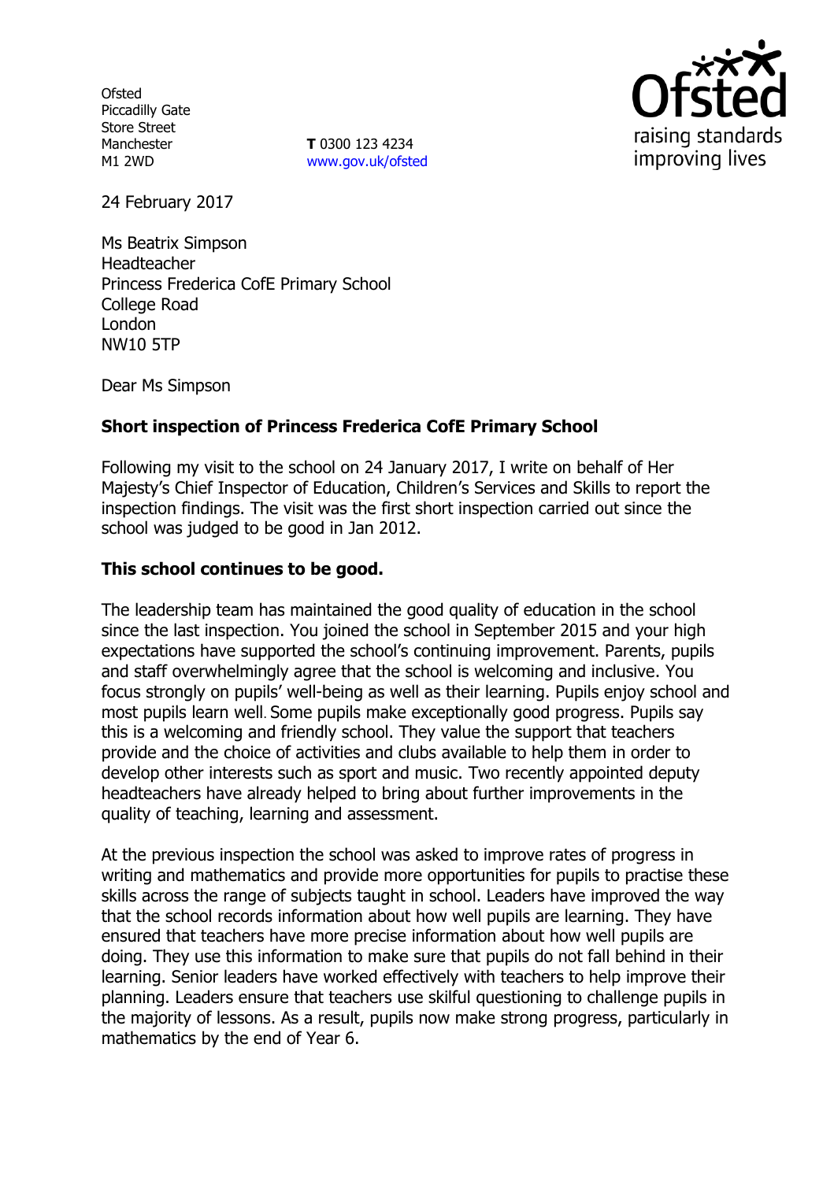Ofsted
Piccadilly Gate
Store Street
Manchester
M1 2WD

**T** 0300 123 4234
www.gov.uk/ofsted

Ofsted
raising standards
improving lives

24 February 2017

Ms Beatrix Simpson
Headteacher
Princess Frederica CofE Primary School
College Road
London
NW10 5TP

Dear Ms Simpson

**Short inspection of Princess Frederica CofE Primary School**

Following my visit to the school on 24 January 2017, I write on behalf of Her Majesty's Chief Inspector of Education, Children's Services and Skills to report the inspection findings. The visit was the first short inspection carried out since the school was judged to be good in Jan 2012.

**This school continues to be good.**

The leadership team has maintained the good quality of education in the school since the last inspection. You joined the school in September 2015 and your high expectations have supported the school's continuing improvement. Parents, pupils and staff overwhelmingly agree that the school is welcoming and inclusive. You focus strongly on pupils' well-being as well as their learning. Pupils enjoy school and most pupils learn well. Some pupils make exceptionally good progress. Pupils say this is a welcoming and friendly school. They value the support that teachers provide and the choice of activities and clubs available to help them in order to develop other interests such as sport and music. Two recently appointed deputy headteachers have already helped to bring about further improvements in the quality of teaching, learning and assessment.

At the previous inspection the school was asked to improve rates of progress in writing and mathematics and provide more opportunities for pupils to practise these skills across the range of subjects taught in school. Leaders have improved the way that the school records information about how well pupils are learning. They have ensured that teachers have more precise information about how well pupils are doing. They use this information to make sure that pupils do not fall behind in their learning. Senior leaders have worked effectively with teachers to help improve their planning. Leaders ensure that teachers use skilful questioning to challenge pupils in the majority of lessons. As a result, pupils now make strong progress, particularly in mathematics by the end of Year 6.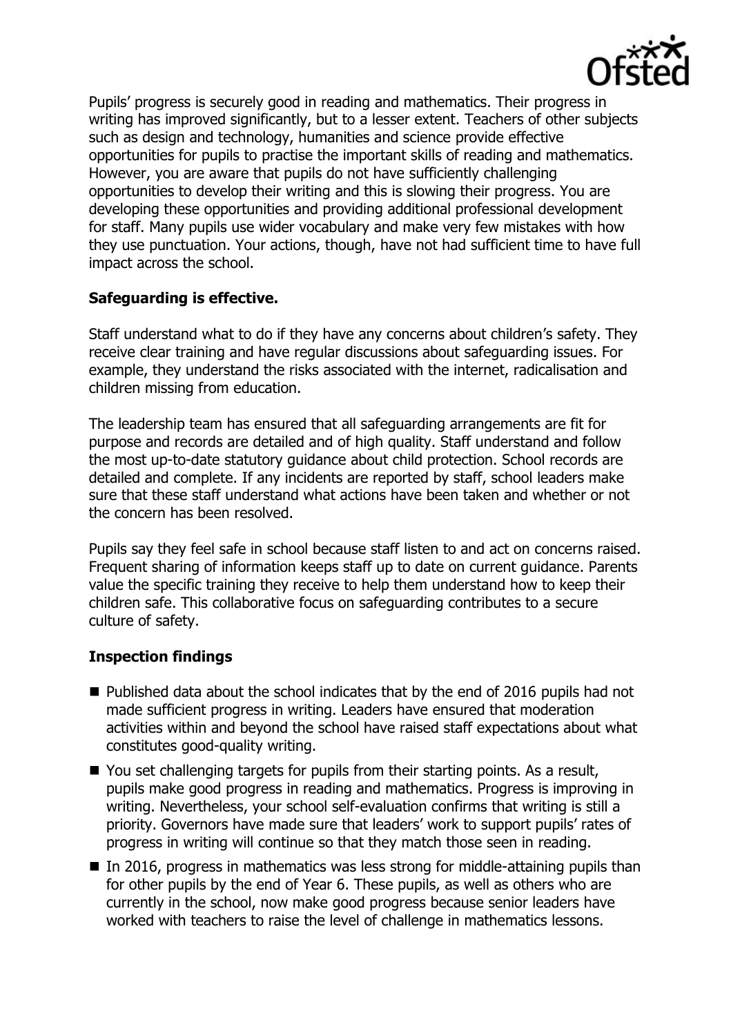Pupils' progress is securely good in reading and mathematics. Their progress in writing has improved significantly, but to a lesser extent. Teachers of other subjects such as design and technology, humanities and science provide effective opportunities for pupils to practise the important skills of reading and mathematics. However, you are aware that pupils do not have sufficiently challenging opportunities to develop their writing and this is slowing their progress. You are developing these opportunities and providing additional professional development for staff. Many pupils use wider vocabulary and make very few mistakes with how they use punctuation. Your actions, though, have not had sufficient time to have full impact across the school.

**Safeguarding is effective.**

Staff understand what to do if they have any concerns about children's safety. They receive clear training and have regular discussions about safeguarding issues. For example, they understand the risks associated with the internet, radicalisation and children missing from education.

The leadership team has ensured that all safeguarding arrangements are fit for purpose and records are detailed and of high quality. Staff understand and follow the most up-to-date statutory guidance about child protection. School records are detailed and complete. If any incidents are reported by staff, school leaders make sure that these staff understand what actions have been taken and whether or not the concern has been resolved.

Pupils say they feel safe in school because staff listen to and act on concerns raised. Frequent sharing of information keeps staff up to date on current guidance. Parents value the specific training they receive to help them understand how to keep their children safe. This collaborative focus on safeguarding contributes to a secure culture of safety.

**Inspection findings**

- Published data about the school indicates that by the end of 2016 pupils had not made sufficient progress in writing. Leaders have ensured that moderation activities within and beyond the school have raised staff expectations about what constitutes good-quality writing.
- You set challenging targets for pupils from their starting points. As a result, pupils make good progress in reading and mathematics. Progress is improving in writing. Nevertheless, your school self-evaluation confirms that writing is still a priority. Governors have made sure that leaders' work to support pupils' rates of progress in writing will continue so that they match those seen in reading.
- In 2016, progress in mathematics was less strong for middle-attaining pupils than for other pupils by the end of Year 6. These pupils, as well as others who are currently in the school, now make good progress because senior leaders have worked with teachers to raise the level of challenge in mathematics lessons.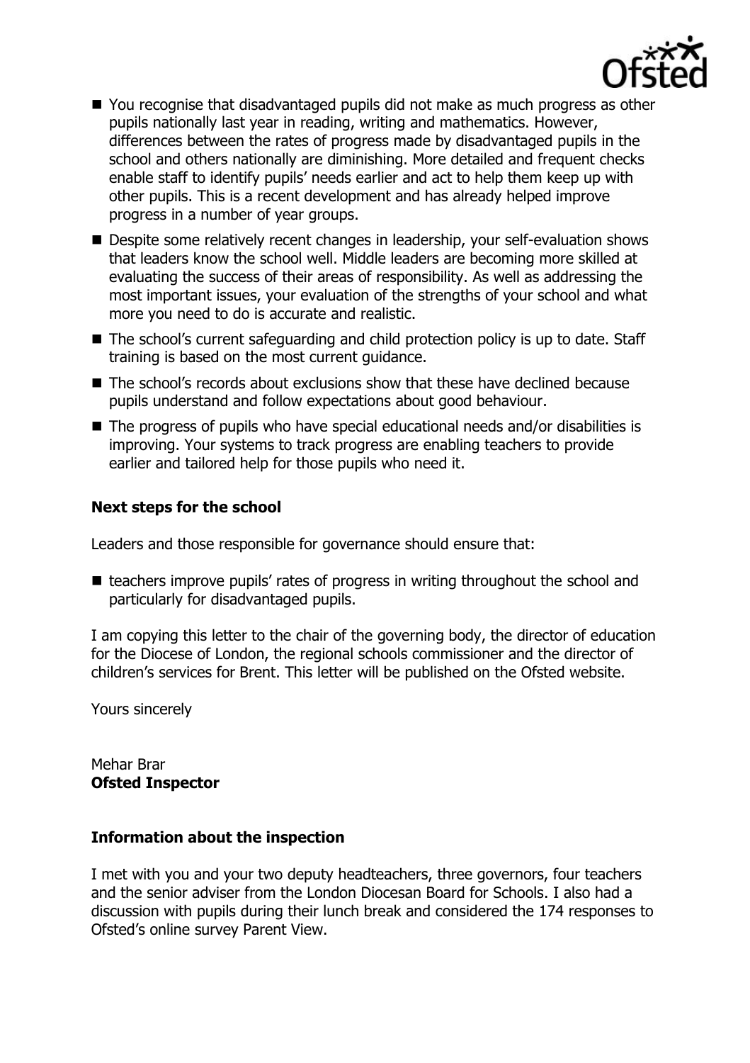- You recognise that disadvantaged pupils did not make as much progress as other pupils nationally last year in reading, writing and mathematics. However, differences between the rates of progress made by disadvantaged pupils in the school and others nationally are diminishing. More detailed and frequent checks enable staff to identify pupils' needs earlier and act to help them keep up with other pupils. This is a recent development and has already helped improve progress in a number of year groups.
- Despite some relatively recent changes in leadership, your self-evaluation shows that leaders know the school well. Middle leaders are becoming more skilled at evaluating the success of their areas of responsibility. As well as addressing the most important issues, your evaluation of the strengths of your school and what more you need to do is accurate and realistic.
- The school's current safeguarding and child protection policy is up to date. Staff training is based on the most current guidance.
- The school's records about exclusions show that these have declined because pupils understand and follow expectations about good behaviour.
- The progress of pupils who have special educational needs and/or disabilities is improving. Your systems to track progress are enabling teachers to provide earlier and tailored help for those pupils who need it.

## Next steps for the school

Leaders and those responsible for governance should ensure that:

- teachers improve pupils' rates of progress in writing throughout the school and particularly for disadvantaged pupils.

I am copying this letter to the chair of the governing body, the director of education for the Diocese of London, the regional schools commissioner and the director of children's services for Brent. This letter will be published on the Ofsted website.

Yours sincerely

Mehar Brar
**Ofsted Inspector**

## Information about the inspection

I met with you and your two deputy headteachers, three governors, four teachers and the senior adviser from the London Diocesan Board for Schools. I also had a discussion with pupils during their lunch break and considered the 174 responses to Ofsted's online survey Parent View.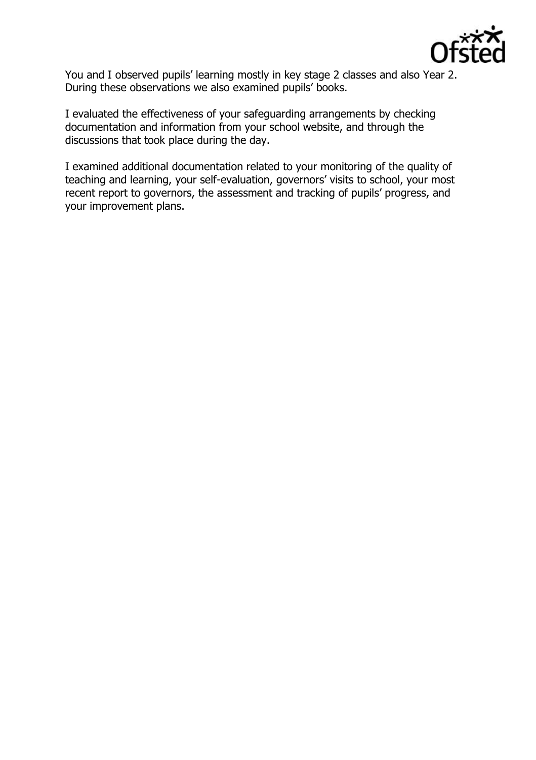You and I observed pupils' learning mostly in key stage 2 classes and also Year 2. During these observations we also examined pupils' books.

I evaluated the effectiveness of your safeguarding arrangements by checking documentation and information from your school website, and through the discussions that took place during the day.

I examined additional documentation related to your monitoring of the quality of teaching and learning, your self-evaluation, governors' visits to school, your most recent report to governors, the assessment and tracking of pupils' progress, and your improvement plans.